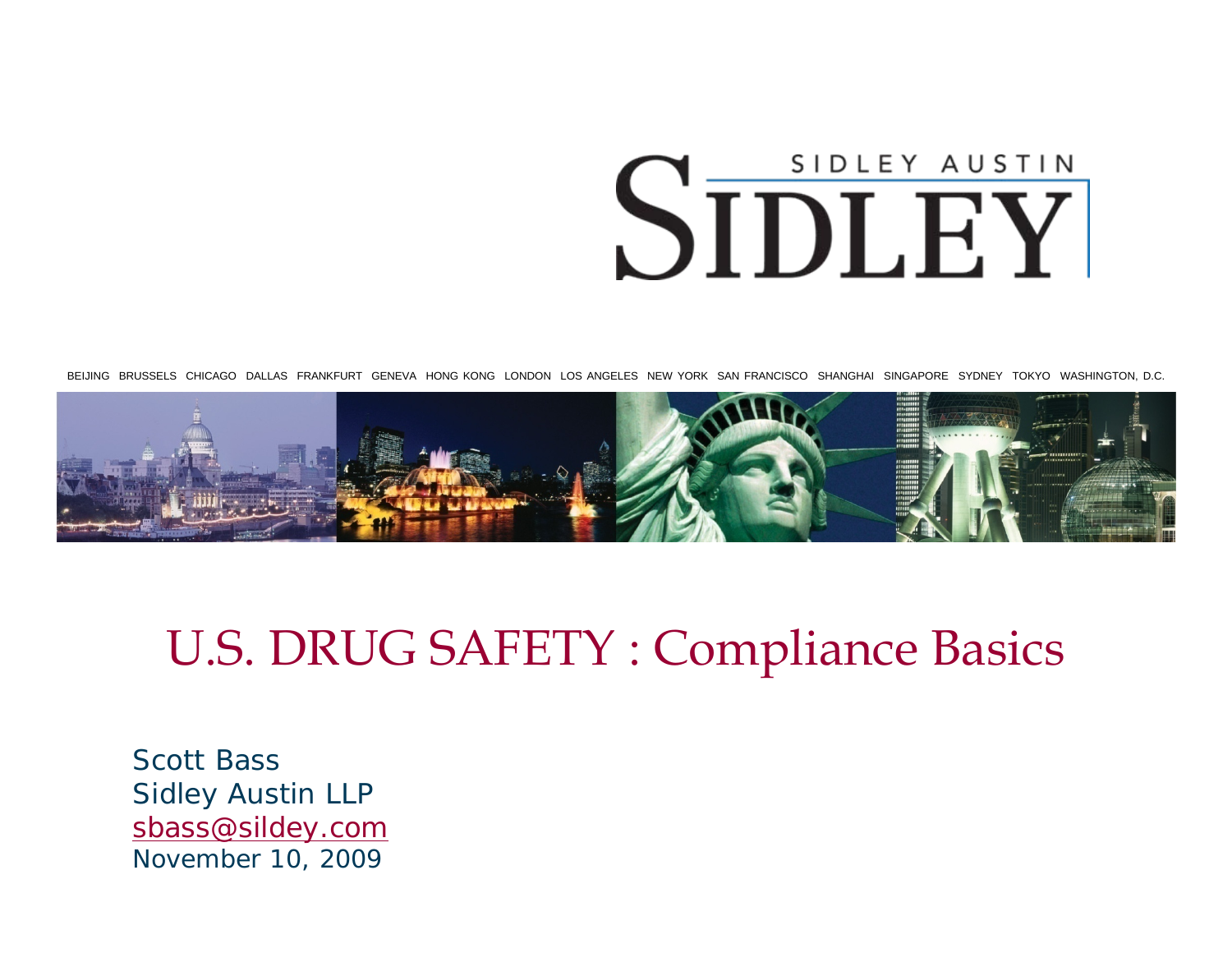SIDLEY AUSTIN

SIDLEY

BEIJING BRUSSELS CHICAGO DALLAS FRANKFURT GENEVA HONG KONG LONDON LOS ANGELES NEW YORK SAN FRANCISCO SHANGHAI SINGAPORE SYDNEY TOKYO WASHINGTON, D.C.

# U.S. DRUG SAFETY : Compliance Basics

Scott Bass
Sidley Austin LLP
sbass@sildey.com
November 10, 2009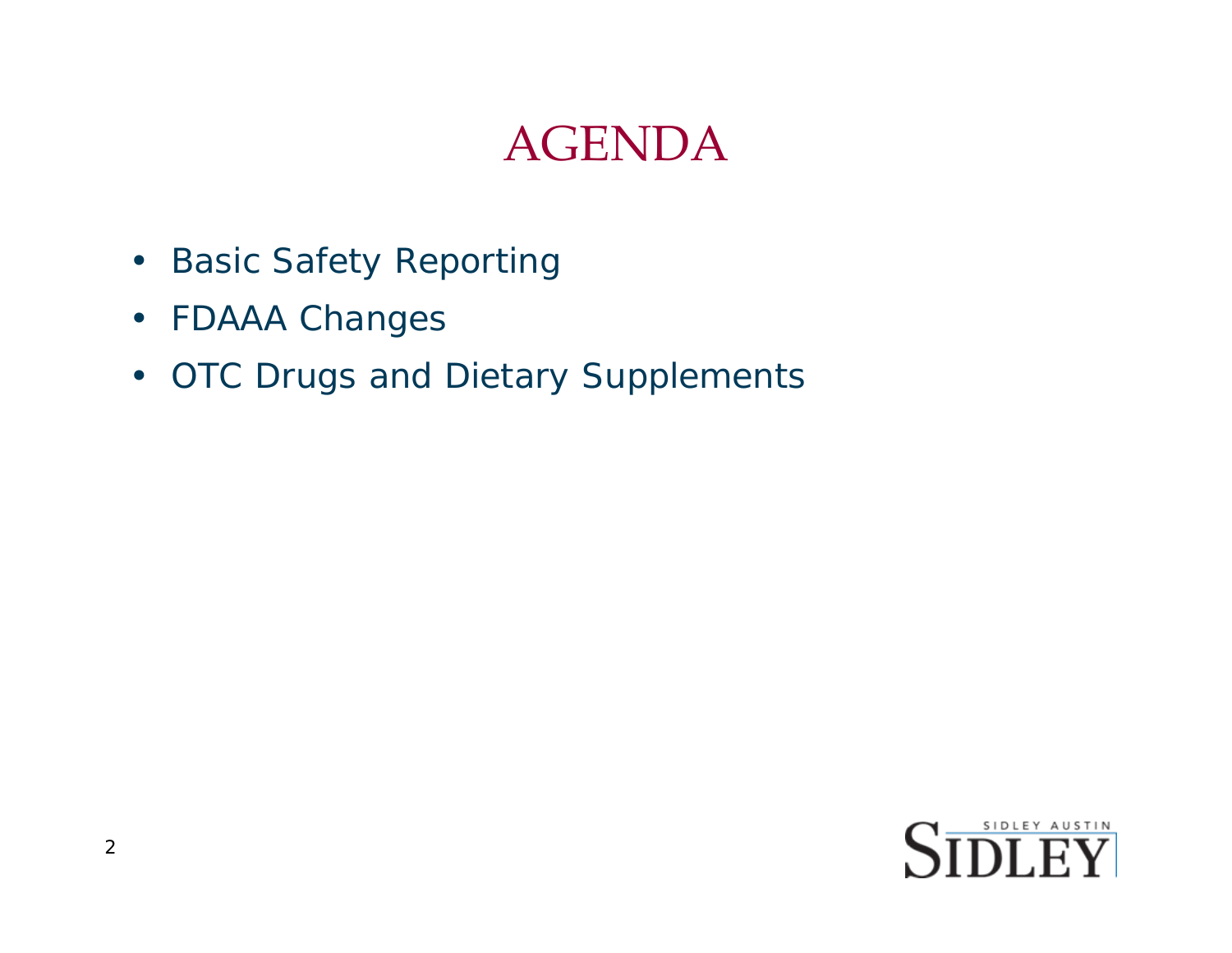# AGENDA

- Basic Safety Reporting
- FDAAA Changes
- OTC Drugs and Dietary Supplements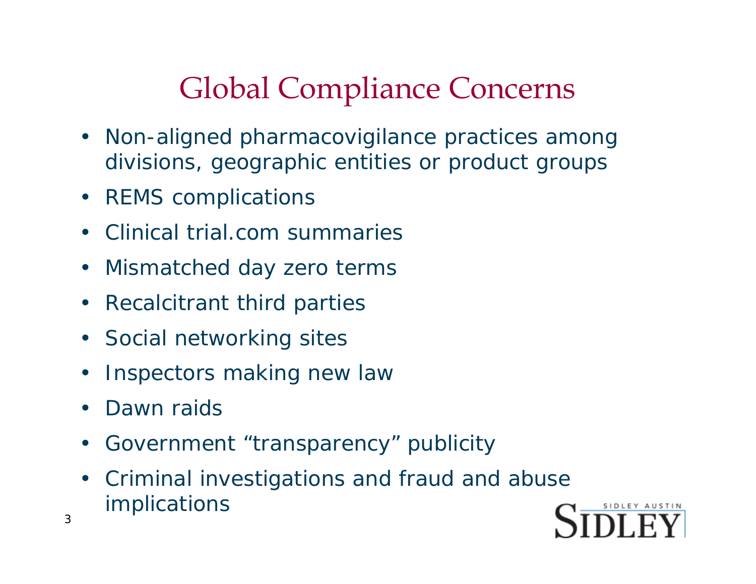# Global Compliance Concerns

- Non-aligned pharmacovigilance practices among divisions, geographic entities or product groups
- REMS complications
- Clinical trial.com summaries
- Mismatched day zero terms
- Recalcitrant third parties
- Social networking sites
- Inspectors making new law
- Dawn raids
- Government “transparency” publicity
- Criminal investigations and fraud and abuse implications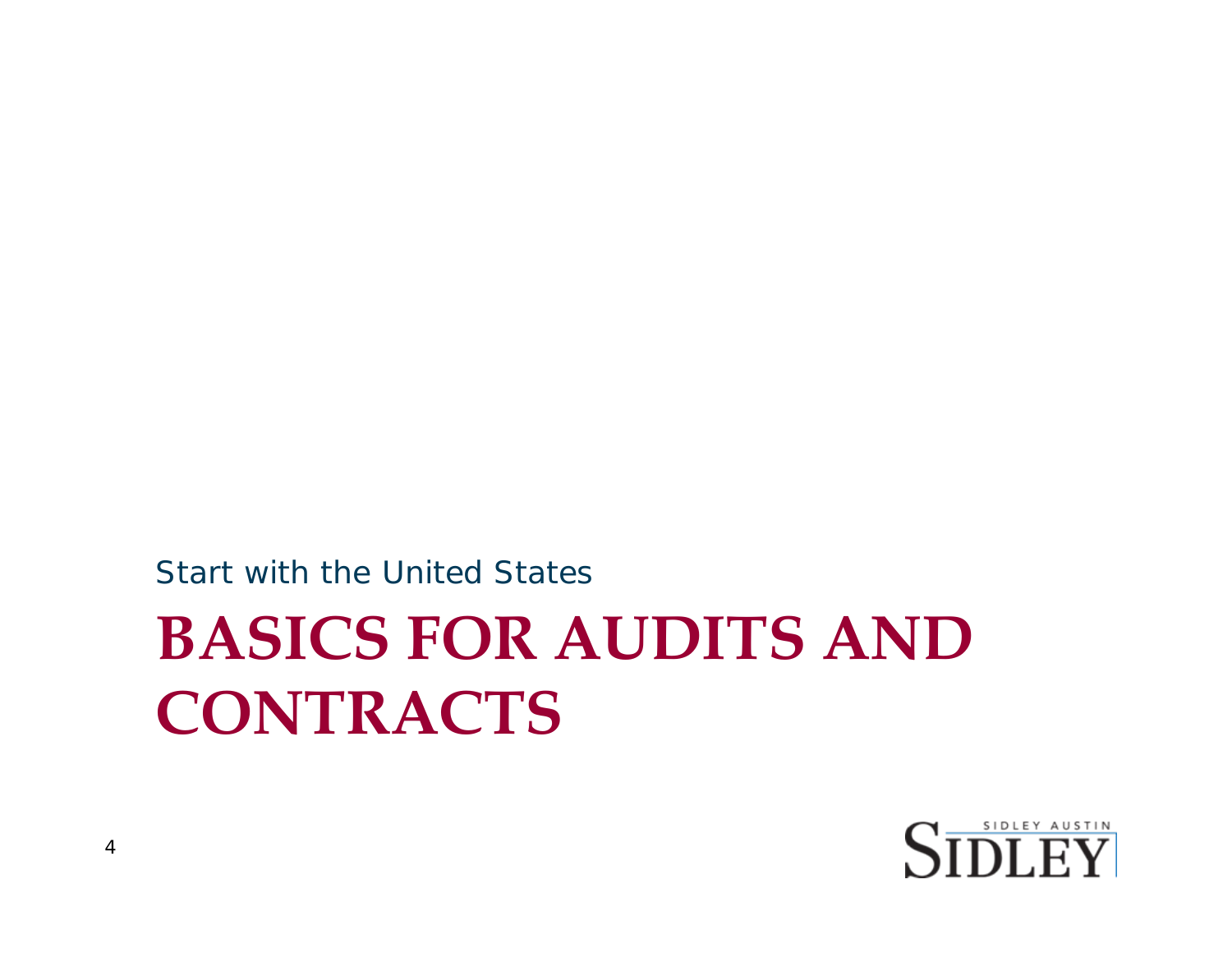Start with the United States

# BASICS FOR AUDITS AND CONTRACTS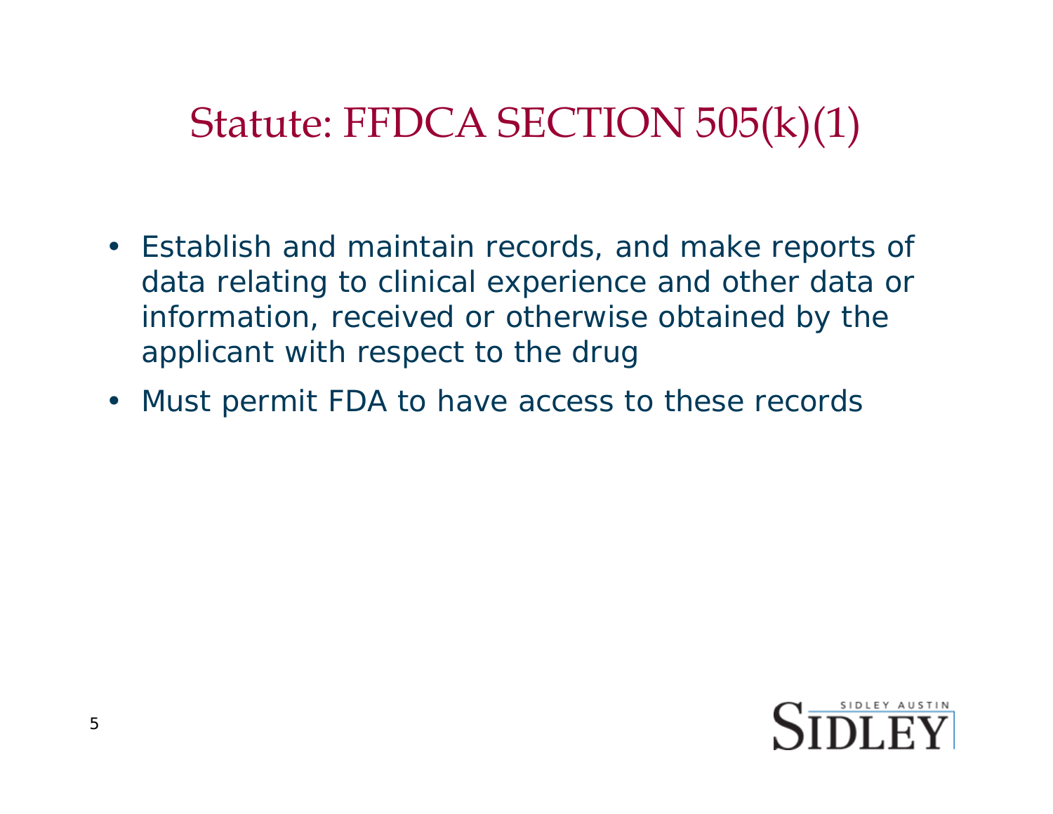# Statute: FFDCA SECTION 505(k)(1)

- Establish and maintain records, and make reports of data relating to clinical experience and other data or information, received or otherwise obtained by the applicant with respect to the drug
- Must permit FDA to have access to these records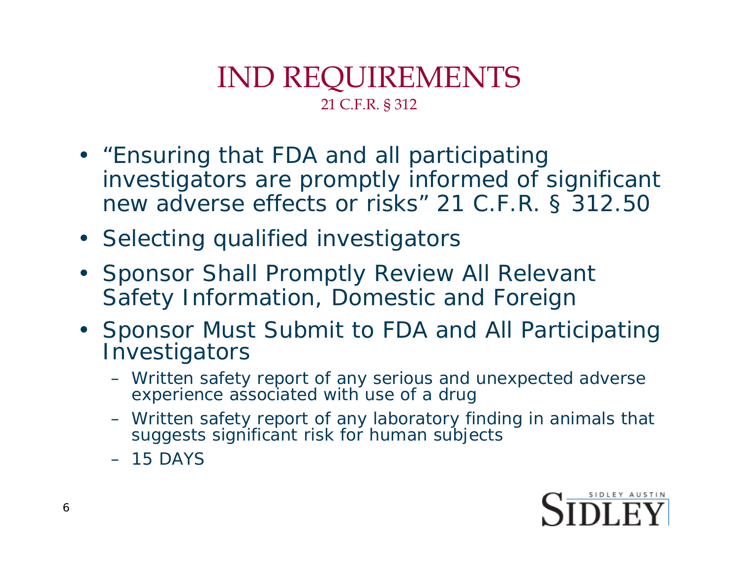# IND REQUIREMENTS

21 C.F.R. § 312

- "Ensuring that FDA and all participating investigators are promptly informed of significant new adverse effects or risks" 21 C.F.R. § 312.50
- Selecting qualified investigators
- Sponsor Shall Promptly Review All Relevant Safety Information, Domestic and Foreign
- Sponsor Must Submit to FDA and All Participating Investigators
  - Written safety report of any serious and unexpected adverse experience associated with use of a drug
  - Written safety report of any laboratory finding in animals that suggests significant risk for human subjects
  - 15 DAYS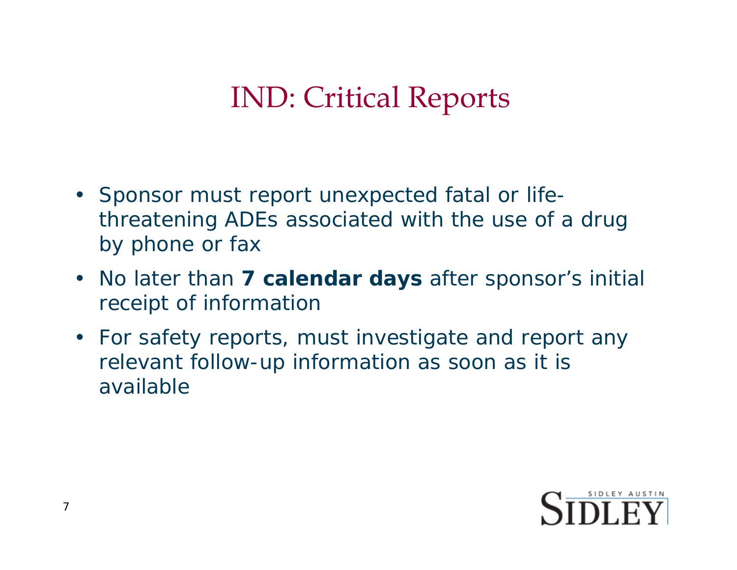# IND: Critical Reports

- Sponsor must report unexpected fatal or life-threatening ADEs associated with the use of a drug by phone or fax
- No later than **7 calendar days** after sponsor's initial receipt of information
- For safety reports, must investigate and report any relevant follow-up information as soon as it is available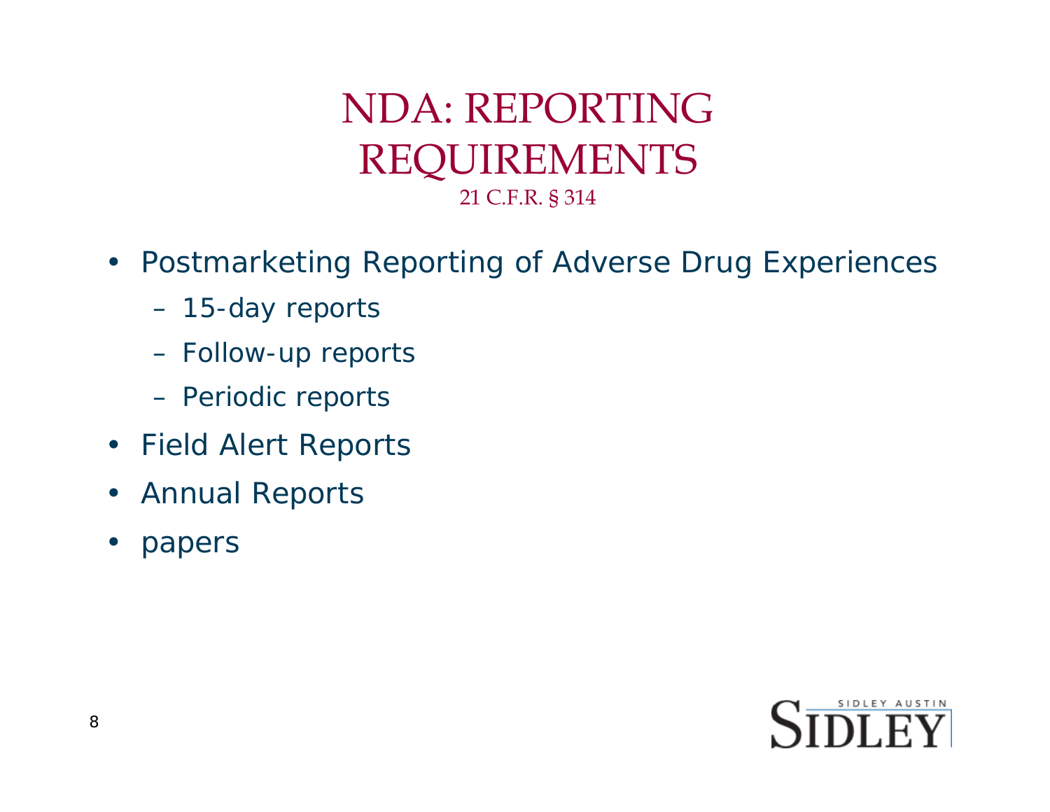# NDA: REPORTING REQUIREMENTS

21 C.F.R. § 314

- Postmarketing Reporting of Adverse Drug Experiences
  - 15-day reports
  - Follow-up reports
  - Periodic reports
- Field Alert Reports
- Annual Reports
- papers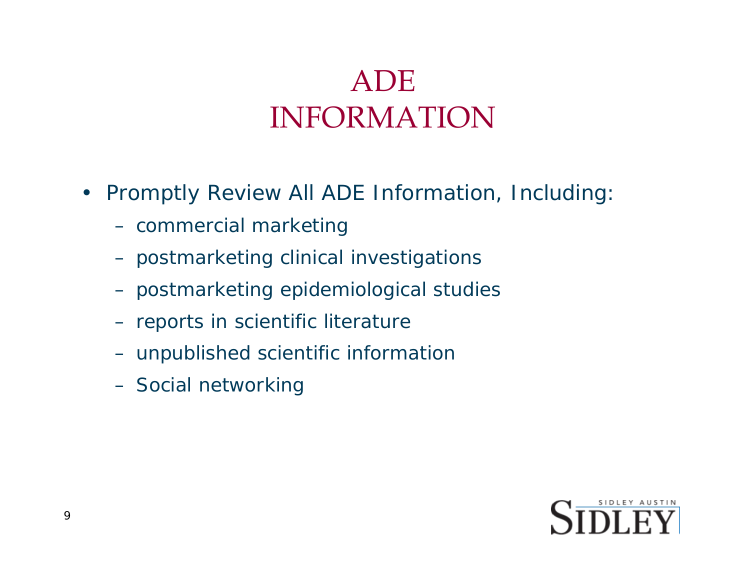# ADE INFORMATION

- Promptly Review All ADE Information, Including:
  - commercial marketing
  - postmarketing clinical investigations
  - postmarketing epidemiological studies
  - reports in scientific literature
  - unpublished scientific information
  - Social networking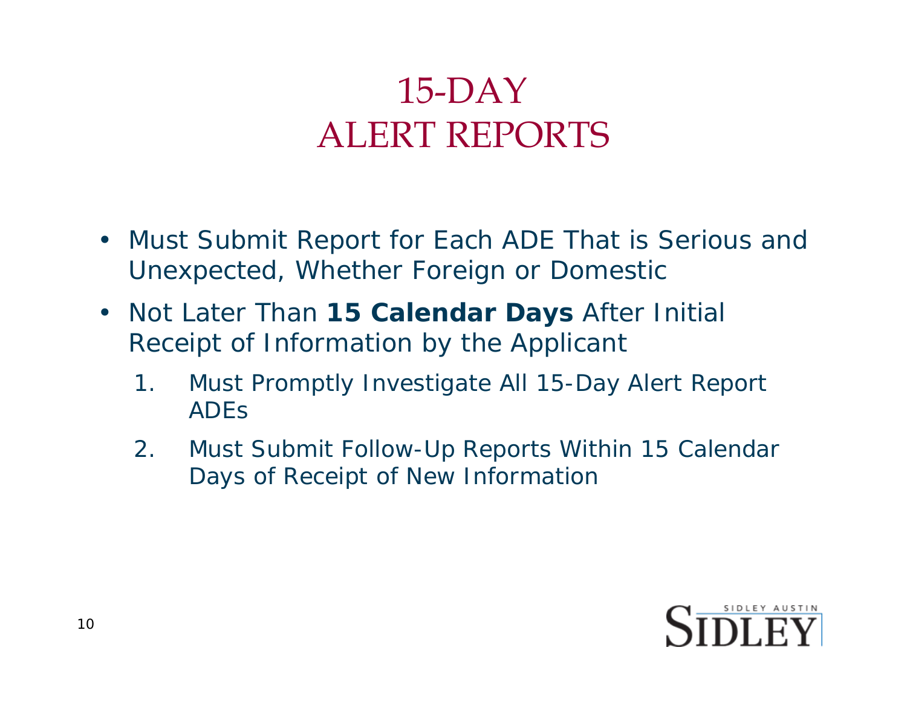# 15-DAY ALERT REPORTS

- Must Submit Report for Each ADE That is Serious and Unexpected, Whether Foreign or Domestic
- Not Later Than **15 Calendar Days** After Initial Receipt of Information by the Applicant
    1. Must Promptly Investigate All 15-Day Alert Report ADEs
    2. Must Submit Follow-Up Reports Within 15 Calendar Days of Receipt of New Information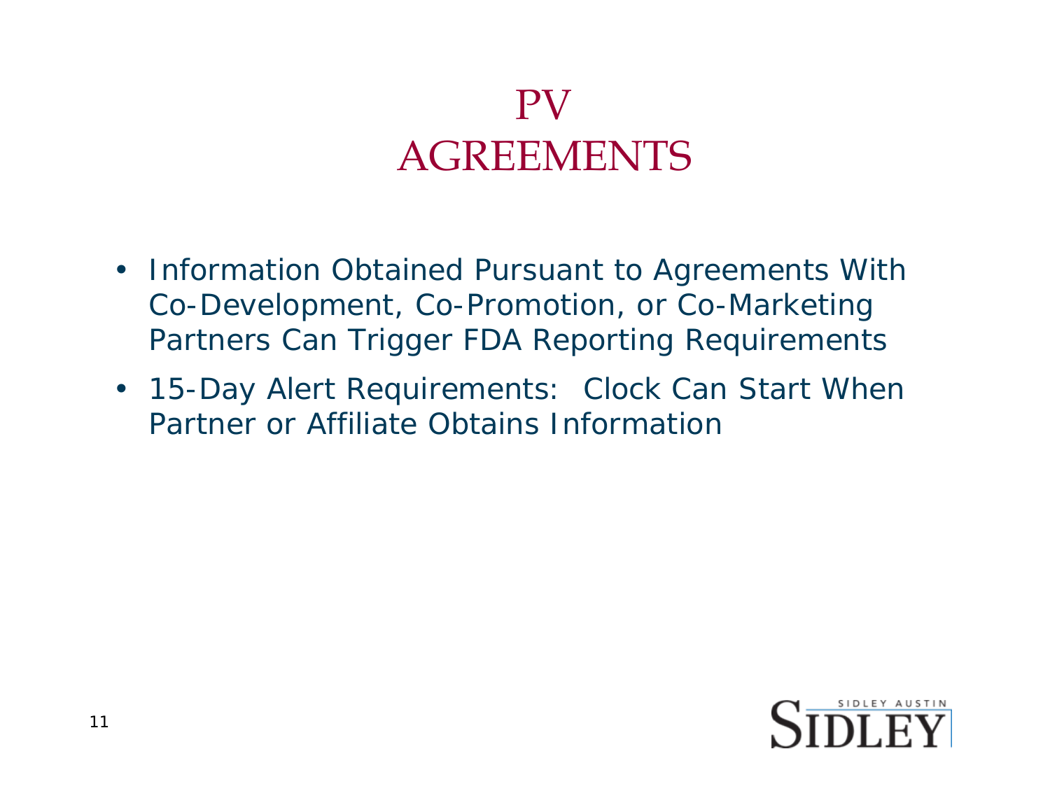# PV AGREEMENTS

- Information Obtained Pursuant to Agreements With Co-Development, Co-Promotion, or Co-Marketing Partners Can Trigger FDA Reporting Requirements
- 15-Day Alert Requirements: Clock Can Start When Partner or Affiliate Obtains Information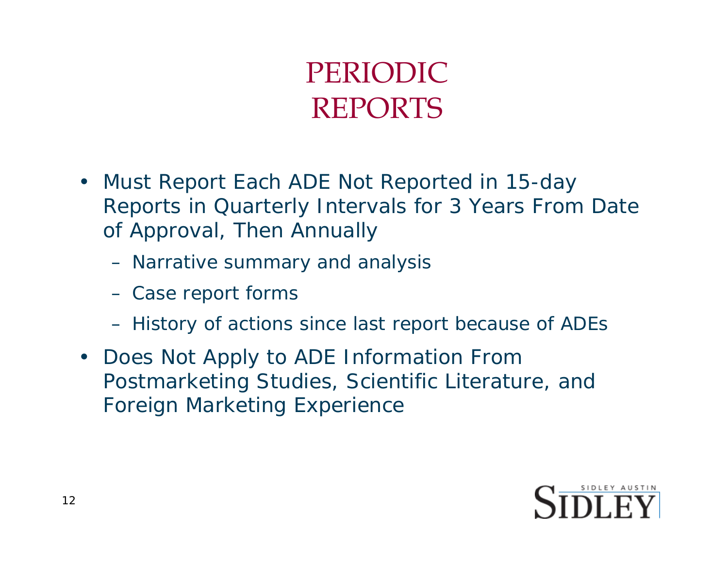# PERIODIC REPORTS

- Must Report Each ADE Not Reported in 15-day Reports in Quarterly Intervals for 3 Years From Date of Approval, Then Annually
  - Narrative summary and analysis
  - Case report forms
  - History of actions since last report because of ADEs
- Does Not Apply to ADE Information From Postmarketing Studies, Scientific Literature, and Foreign Marketing Experience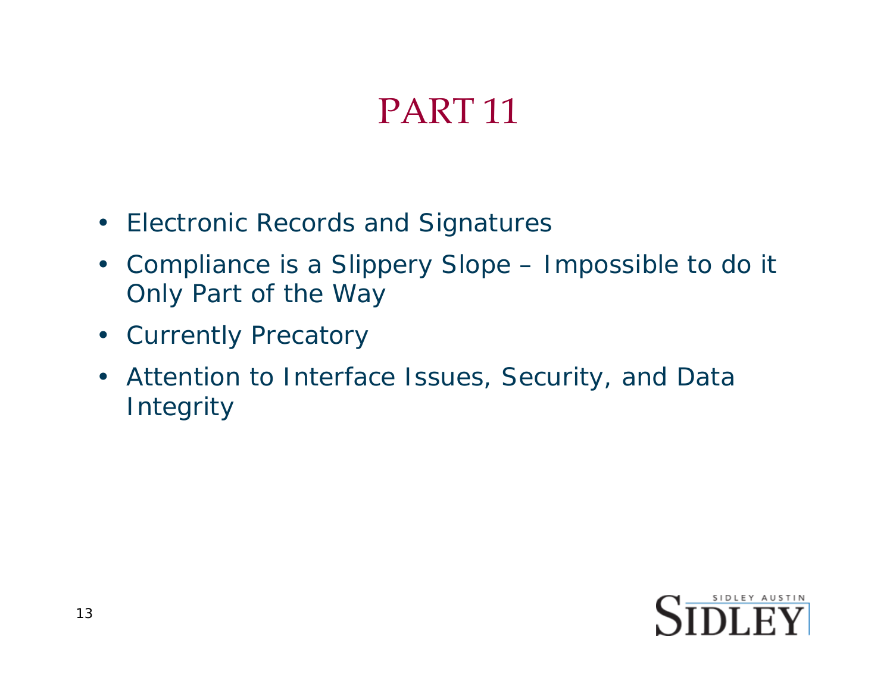# PART 11

- Electronic Records and Signatures
- Compliance is a Slippery Slope – Impossible to do it Only Part of the Way
- Currently Precatory
- Attention to Interface Issues, Security, and Data Integrity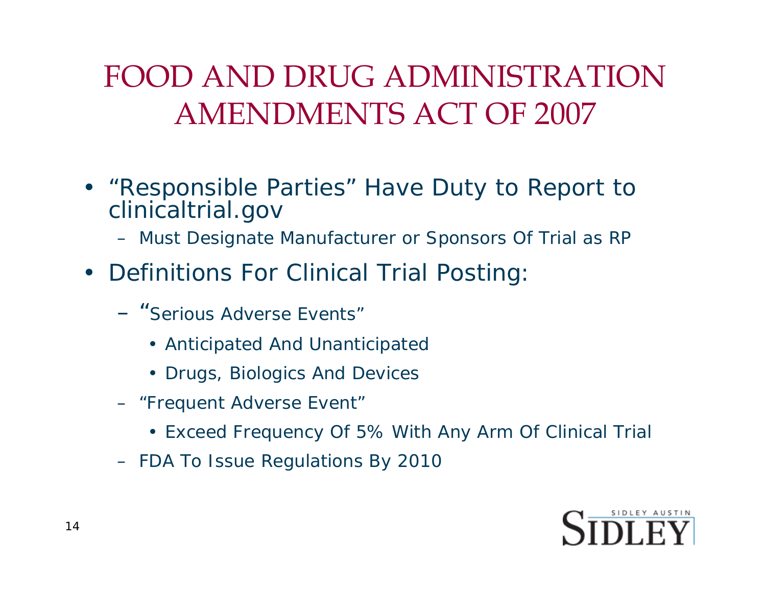# FOOD AND DRUG ADMINISTRATION AMENDMENTS ACT OF 2007

- "Responsible Parties" Have Duty to Report to clinicaltrial.gov
  - Must Designate Manufacturer or Sponsors Of Trial as RP
- Definitions For Clinical Trial Posting:
  - "Serious Adverse Events"
    - Anticipated And Unanticipated
    - Drugs, Biologics And Devices
  - "Frequent Adverse Event"
    - Exceed Frequency Of 5% With Any Arm Of Clinical Trial
  - FDA To Issue Regulations By 2010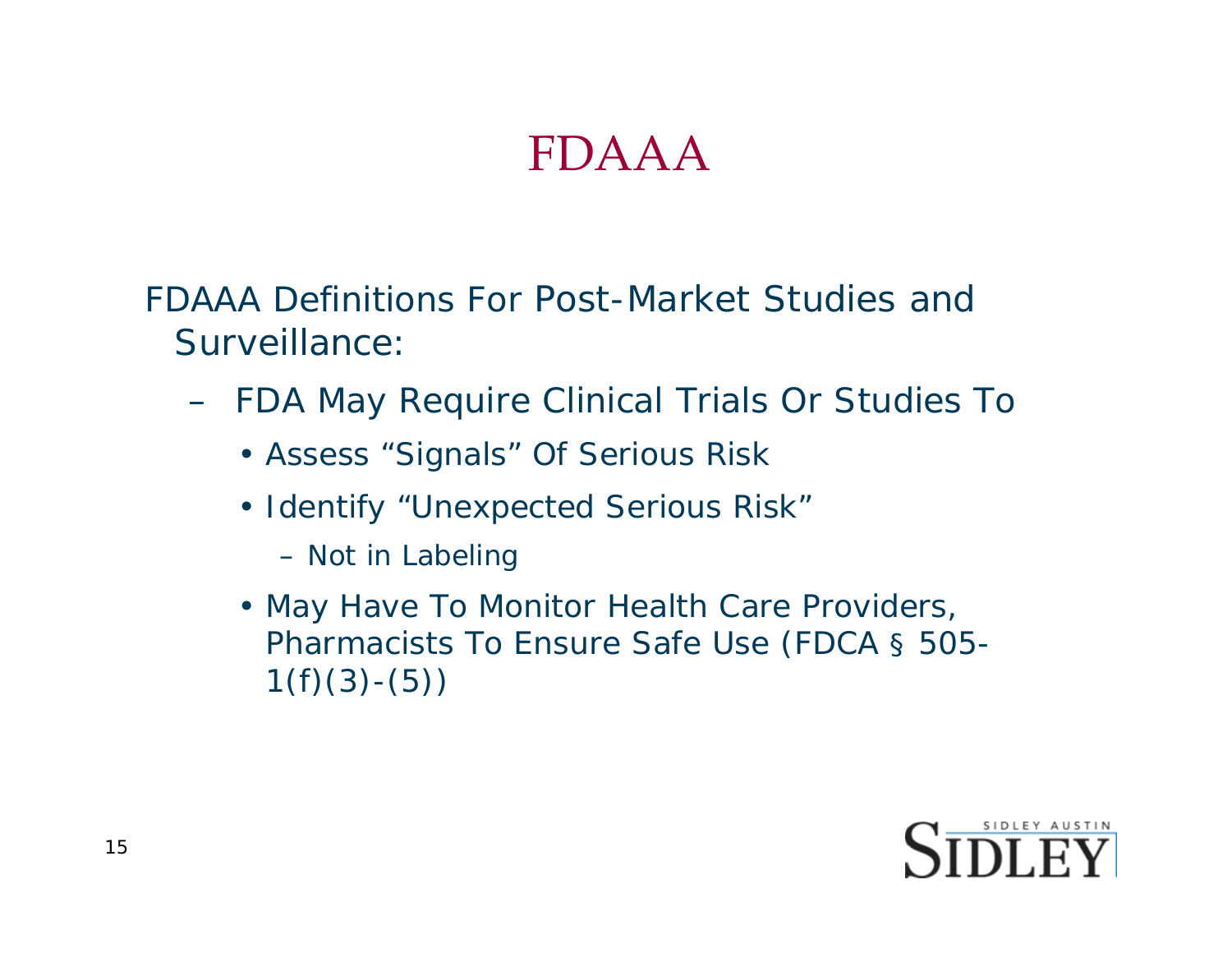# FDAAA

FDAAA Definitions For Post-Market Studies and Surveillance:

- FDA May Require Clinical Trials Or Studies To
  - Assess “Signals” Of Serious Risk
  - Identify “Unexpected Serious Risk”
    - Not in Labeling
  - May Have To Monitor Health Care Providers, Pharmacists To Ensure Safe Use (FDCA § 505-1(f)(3)-(5))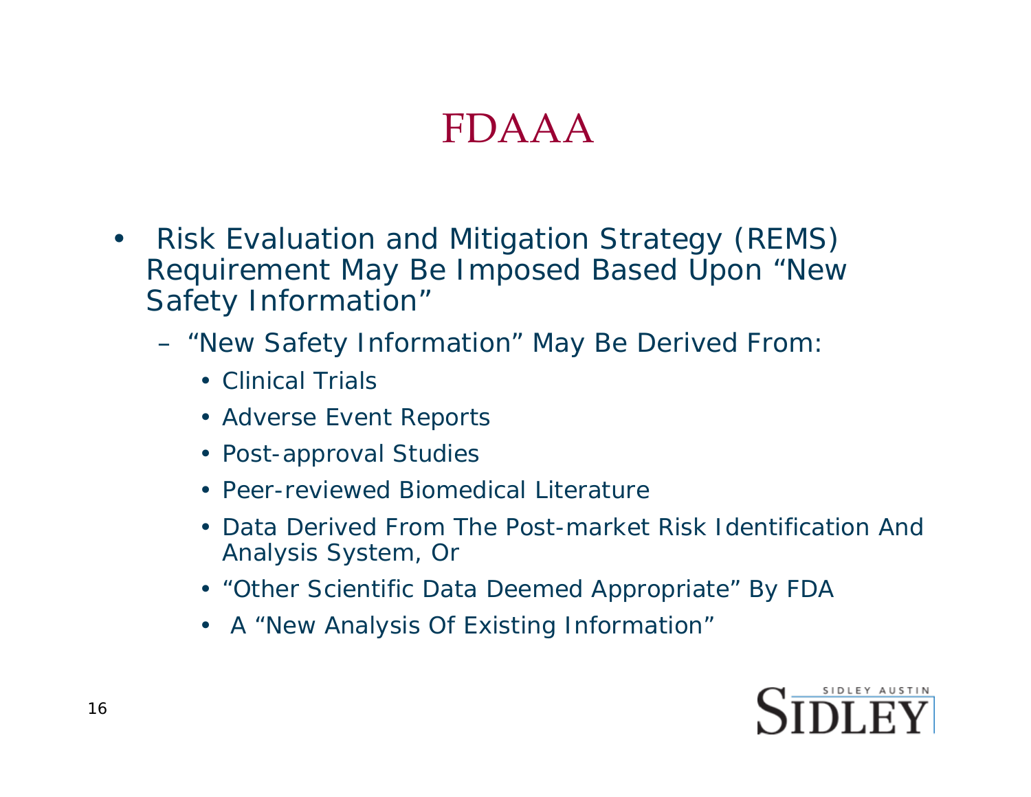# FDAAA

- Risk Evaluation and Mitigation Strategy (REMS) Requirement May Be Imposed Based Upon "New Safety Information"
  - "New Safety Information" May Be Derived From:
    - Clinical Trials
    - Adverse Event Reports
    - Post-approval Studies
    - Peer-reviewed Biomedical Literature
    - Data Derived From The Post-market Risk Identification And Analysis System, Or
    - "Other Scientific Data Deemed Appropriate" By FDA
    - A "New Analysis Of Existing Information"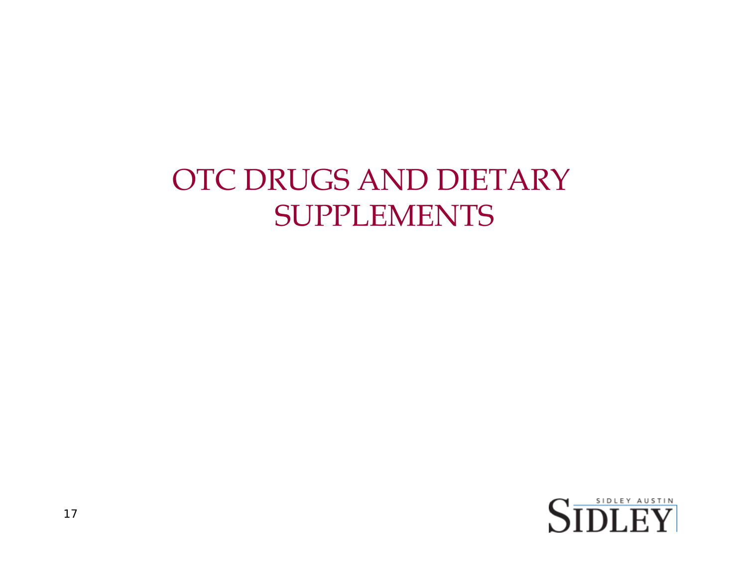# OTC DRUGS AND DIETARY SUPPLEMENTS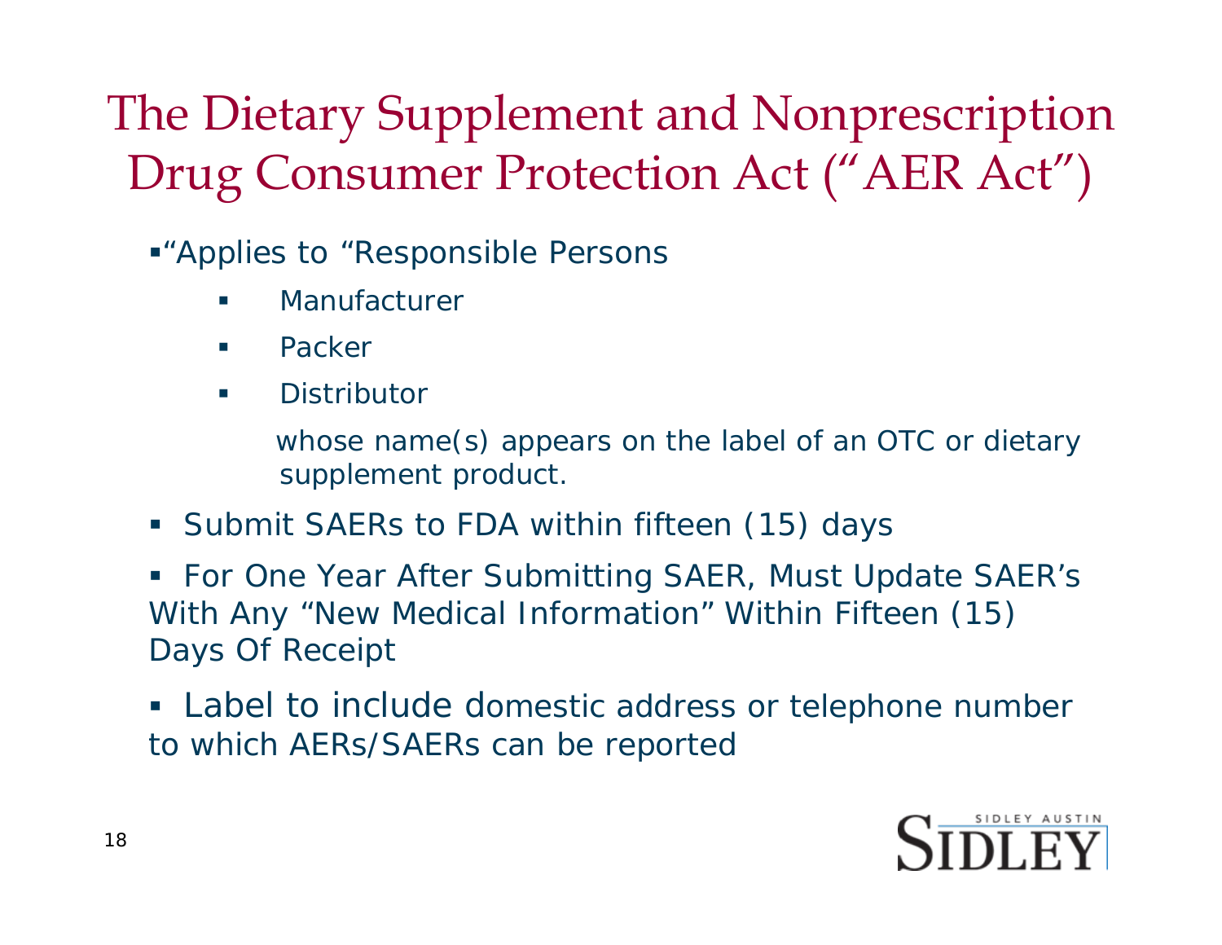# The Dietary Supplement and Nonprescription Drug Consumer Protection Act ("AER Act")

- "Applies to "Responsible Persons
  - Manufacturer
  - Packer
  - Distributor

  whose name(s) appears on the label of an OTC or dietary supplement product.

- Submit SAERs to FDA within fifteen (15) days
- For One Year After Submitting SAER, Must Update SAER's With Any "New Medical Information" Within Fifteen (15) Days Of Receipt
- Label to include domestic address or telephone number to which AERs/SAERs can be reported